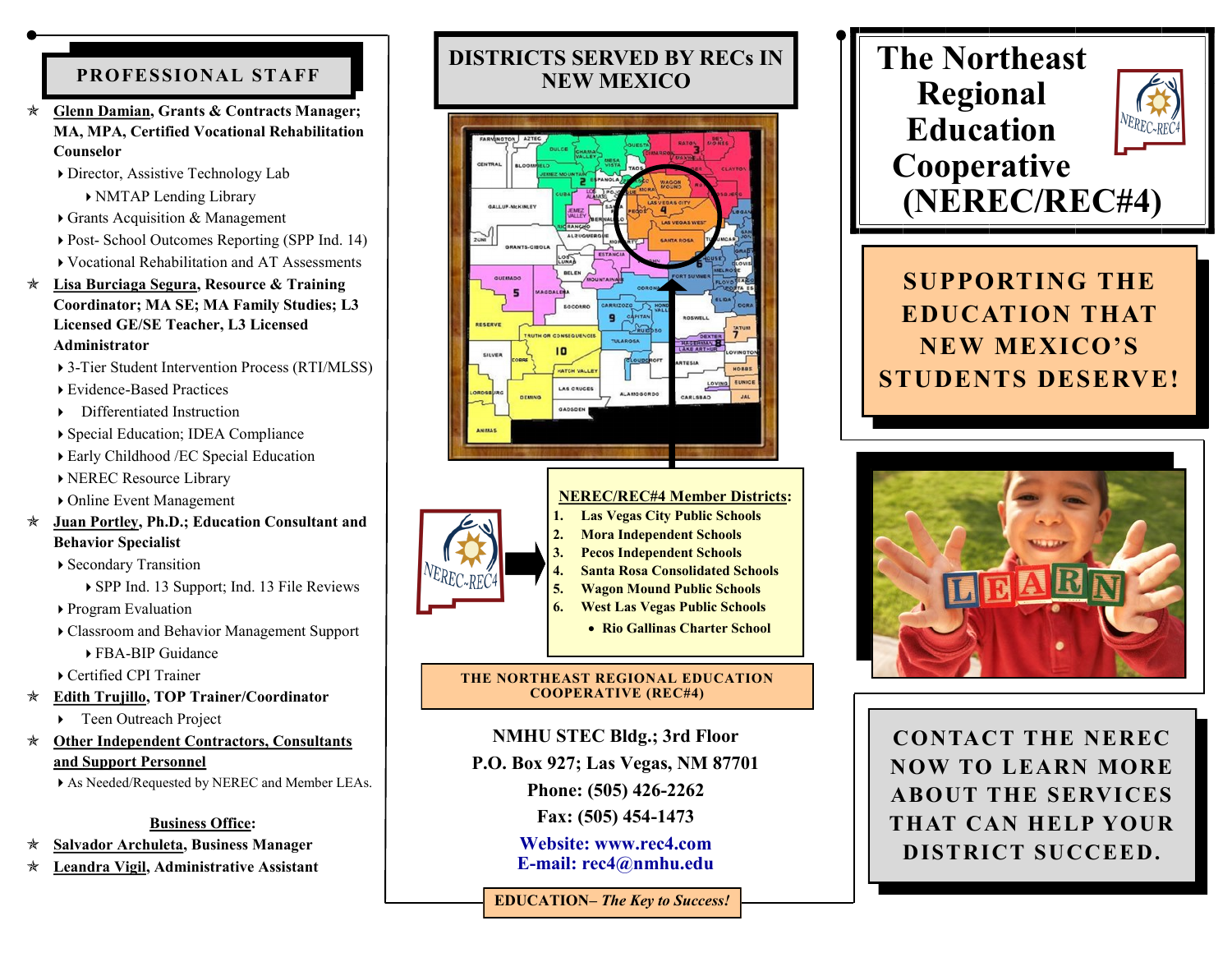## PROFESSIONAL STAFF

- **Glenn Damian, Grants & Contracts Manager; MA, MPA, Certified Vocational Rehabilitation Counselor**
  - Director, Assistive Technology Lab
    - NMTAP Lending Library
  - Grants Acquisition & Management
  - Post- School Outcomes Reporting (SPP Ind. 14)
  - Vocational Rehabilitation and AT Assessments
- **Lisa Burciaga Segura, Resource & Training Coordinator; MA SE; MA Family Studies; L3 Licensed GE/SE Teacher, L3 Licensed Administrator**
  - 3-Tier Student Intervention Process (RTI/MLSS)
  - Evidence-Based Practices
  - Differentiated Instruction
  - Special Education; IDEA Compliance
  - Early Childhood /EC Special Education
  - NEREC Resource Library
  - Online Event Management
- **Juan Portley, Ph.D.; Education Consultant and Behavior Specialist**
  - Secondary Transition
    - SPP Ind. 13 Support; Ind. 13 File Reviews
  - Program Evaluation
  - Classroom and Behavior Management Support
    - FBA-BIP Guidance
  - Certified CPI Trainer
- **Edith Trujillo, TOP Trainer/Coordinator**
  - Teen Outreach Project
- **Other Independent Contractors, Consultants and Support Personnel**
  - As Needed/Requested by NEREC and Member LEAs.

**Business Office:**

- **Salvador Archuleta, Business Manager**
- **Leandra Vigil, Administrative Assistant**

## DISTRICTS SERVED BY RECs IN NEW MEXICO

**NEREC/REC#4 Member Districts:**

1. Las Vegas City Public Schools
2. Mora Independent Schools
3. Pecos Independent Schools
4. Santa Rosa Consolidated Schools
5. Wagon Mound Public Schools
6. West Las Vegas Public Schools
   - Rio Gallinas Charter School

**THE NORTHEAST REGIONAL EDUCATION COOPERATIVE (REC#4)**

**NMHU STEC Bldg.; 3rd Floor**
**P.O. Box 927; Las Vegas, NM 87701**
**Phone: (505) 426-2262**
**Fax: (505) 454-1473**
**Website: www.rec4.com**
**E-mail: rec4@nmhu.edu**

**EDUCATION– *The Key to Success!***

# The Northeast Regional Education Cooperative (NEREC/REC#4)

## SUPPORTING THE EDUCATION THAT NEW MEXICO'S STUDENTS DESERVE!

## CONTACT THE NEREC NOW TO LEARN MORE ABOUT THE SERVICES THAT CAN HELP YOUR DISTRICT SUCCEED.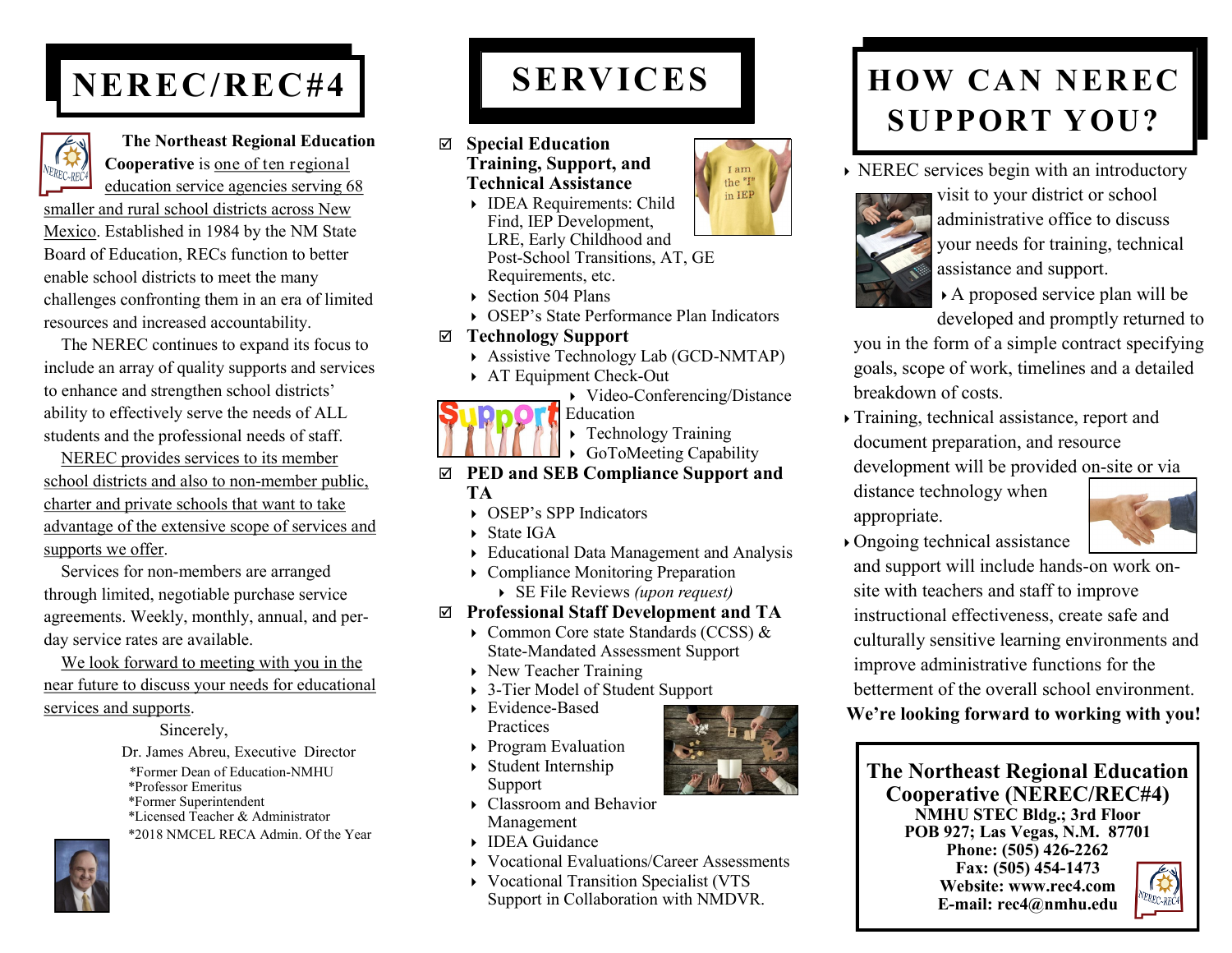# NEREC/REC#4

**The Northeast Regional Education Cooperative** is one of ten regional education service agencies serving 68 smaller and rural school districts across New Mexico. Established in 1984 by the NM State Board of Education, RECs function to better enable school districts to meet the many challenges confronting them in an era of limited resources and increased accountability.

The NEREC continues to expand its focus to include an array of quality supports and services to enhance and strengthen school districts' ability to effectively serve the needs of ALL students and the professional needs of staff.

NEREC provides services to its member school districts and also to non-member public, charter and private schools that want to take advantage of the extensive scope of services and supports we offer.

Services for non-members are arranged through limited, negotiable purchase service agreements. Weekly, monthly, annual, and per-day service rates are available.

We look forward to meeting with you in the near future to discuss your needs for educational services and supports.

Sincerely,

Dr. James Abreu, Executive Director

*Former Dean of Education-NMHU
*Professor Emeritus
*Former Superintendent
*Licensed Teacher & Administrator
*2018 NMCEL RECA Admin. Of the Year

# SERVICES

- **Special Education Training, Support, and Technical Assistance**
  - IDEA Requirements: Child Find, IEP Development, LRE, Early Childhood and Post-School Transitions, AT, GE Requirements, etc.
  - Section 504 Plans
  - OSEP's State Performance Plan Indicators
- **Technology Support**
  - Assistive Technology Lab (GCD-NMTAP)
  - AT Equipment Check-Out
  - Video-Conferencing/Distance Education
  - Technology Training
  - GoToMeeting Capability
- **PED and SEB Compliance Support and TA**
  - OSEP's SPP Indicators
  - State IGA
  - Educational Data Management and Analysis
  - Compliance Monitoring Preparation
    - SE File Reviews *(upon request)*
- **Professional Staff Development and TA**
  - Common Core state Standards (CCSS) & State-Mandated Assessment Support
  - New Teacher Training
  - 3-Tier Model of Student Support
  - Evidence-Based Practices
  - Program Evaluation
  - Student Internship Support
  - Classroom and Behavior Management
  - IDEA Guidance
  - Vocational Evaluations/Career Assessments
  - Vocational Transition Specialist (VTS Support in Collaboration with NMDVR.

# HOW CAN NEREC SUPPORT YOU?

- NEREC services begin with an introductory visit to your district or school administrative office to discuss your needs for training, technical assistance and support.
- A proposed service plan will be developed and promptly returned to you in the form of a simple contract specifying goals, scope of work, timelines and a detailed breakdown of costs.
- Training, technical assistance, report and document preparation, and resource development will be provided on-site or via distance technology when appropriate.
- Ongoing technical assistance and support will include hands-on work on-site with teachers and staff to improve instructional effectiveness, create safe and culturally sensitive learning environments and improve administrative functions for the betterment of the overall school environment.

**We're looking forward to working with you!**

**The Northeast Regional Education Cooperative (NEREC/REC#4)**
**NMHU STEC Bldg.; 3rd Floor**
**POB 927; Las Vegas, N.M. 87701**
**Phone: (505) 426-2262**
**Fax: (505) 454-1473**
**Website: www.rec4.com**
**E-mail: rec4@nmhu.edu**